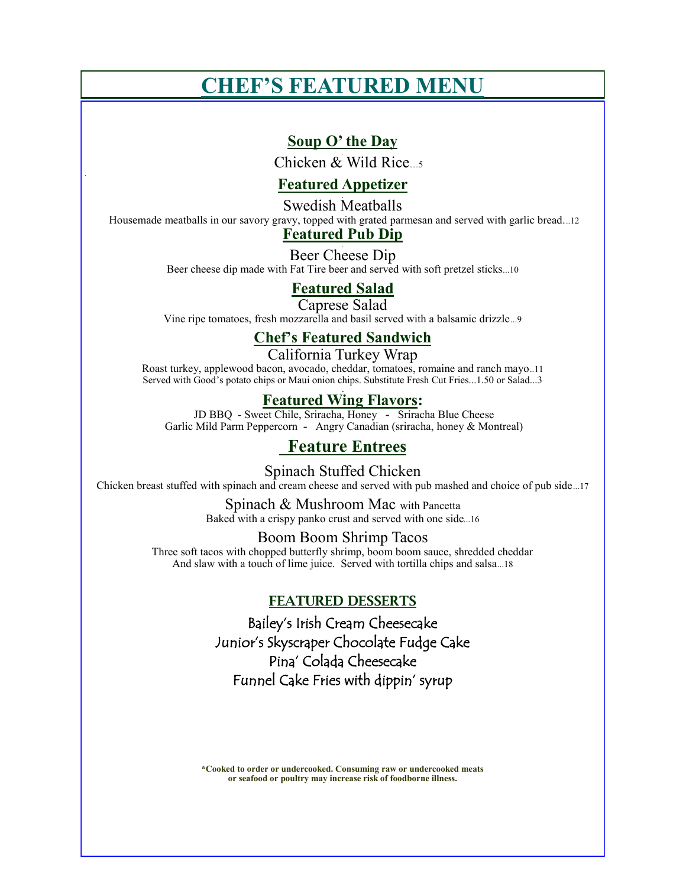# CHEF'S FEATURED MENU

## Soup O' the Day

Chicken & Wild Rice...5

## Featured Appetizer

Swedish Meatballs

Housemade meatballs in our savory gravy, topped with grated parmesan and served with garlic bread...12

## Featured Pub Dip

Beer Cheese Dip

Beer cheese dip made with Fat Tire beer and served with soft pretzel sticks...10

## Featured Salad

Caprese Salad

Vine ripe tomatoes, fresh mozzarella and basil served with a balsamic drizzle...9

## Chef's Featured Sandwich

California Turkey Wrap

Roast turkey, applewood bacon, avocado, cheddar, tomatoes, romaine and ranch mayo..11

Served with Good's potato chips or Maui onion chips. Substitute Fresh Cut Fries...1.50 or Salad...3

## Featured Wing Flavors:

JD BBQ - Sweet Chile, Sriracha, Honey - Sriracha Blue Cheese

Garlic Mild Parm Peppercorn - Angry Canadian (sriracha, honey & Montreal)

## Feature Entrees

Spinach Stuffed Chicken

Chicken breast stuffed with spinach and cream cheese and served with pub mashed and choice of pub side...17

Spinach & Mushroom Mac with Pancetta

Baked with a crispy panko crust and served with one side...16

Boom Boom Shrimp Tacos

Three soft tacos with chopped butterfly shrimp, boom boom sauce, shredded cheddar And slaw with a touch of lime juice. Served with tortilla chips and salsa...18

## FEATURED DESSERTS

Bailey's Irish Cream Cheesecake

Junior's Skyscraper Chocolate Fudge Cake

Pina' Colada Cheesecake

Funnel Cake Fries with dippin' syrup

**\*Cooked to order or undercooked. Consuming raw or undercooked meats or seafood or poultry may increase risk of foodborne illness.**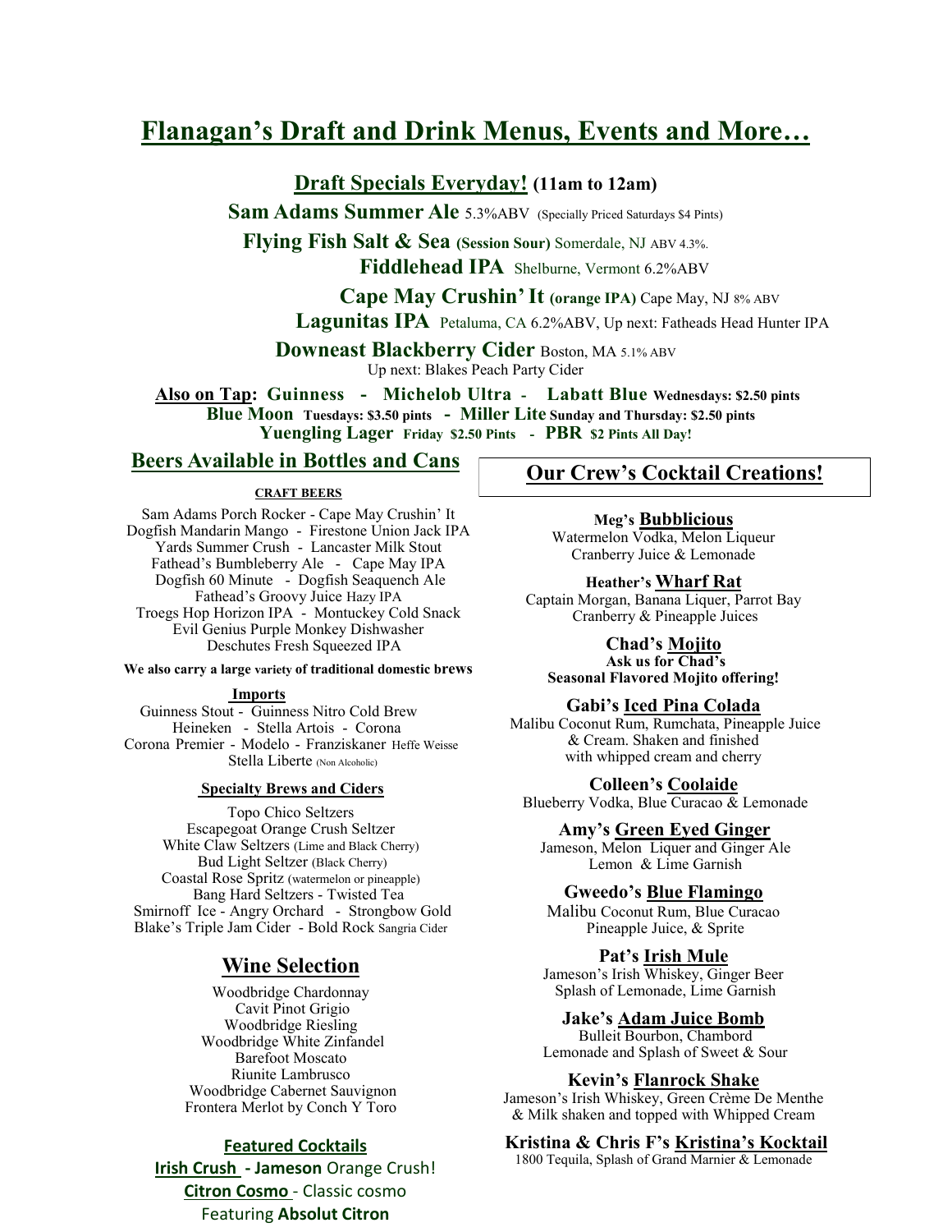# Flanagan's Draft and Drink Menus, Events and More…

## Draft Specials Everyday! (11am to 12am)

**Sam Adams Summer Ale** 5.3%ABV (Specially Priced Saturdays $4 Pints)

**Flying Fish Salt & Sea (Session Sour)** Somerdale, NJ ABV 4.3%.

**Fiddlehead IPA** Shelburne, Vermont 6.2%ABV

**Cape May Crushin' It (orange IPA)** Cape May, NJ 8% ABV

**Lagunitas IPA** Petaluma, CA 6.2%ABV, Up next: Fatheads Head Hunter IPA

**Downeast Blackberry Cider** Boston, MA 5.1% ABV
Up next: Blakes Peach Party Cider

**Also on Tap: Guinness - Michelob Ultra - Labatt Blue Wednesdays: $2.50 pints**
**Blue Moon Tuesdays: $3.50 pints - Miller Lite Sunday and Thursday: $2.50 pints**
**Yuengling Lager Friday $2.50 Pints - PBR $2 Pints All Day!**

## Beers Available in Bottles and Cans

### CRAFT BEERS

Sam Adams Porch Rocker - Cape May Crushin' It
Dogfish Mandarin Mango - Firestone Union Jack IPA
Yards Summer Crush - Lancaster Milk Stout
Fathead's Bumbleberry Ale - Cape May IPA
Dogfish 60 Minute - Dogfish Seaquench Ale
Fathead's Groovy Juice Hazy IPA
Troegs Hop Horizon IPA - Montuckey Cold Snack
Evil Genius Purple Monkey Dishwasher
Deschutes Fresh Squeezed IPA

**We also carry a large variety of traditional domestic brews**

### Imports

Guinness Stout - Guinness Nitro Cold Brew
Heineken - Stella Artois - Corona
Corona Premier - Modelo - Franziskaner Heffe Weisse
Stella Liberte (Non Alcoholic)

### Specialty Brews and Ciders

Topo Chico Seltzers
Escapegoat Orange Crush Seltzer
White Claw Seltzers (Lime and Black Cherry)
Bud Light Seltzer (Black Cherry)
Coastal Rose Spritz (watermelon or pineapple)
Bang Hard Seltzers - Twisted Tea
Smirnoff Ice - Angry Orchard - Strongbow Gold
Blake's Triple Jam Cider - Bold Rock Sangria Cider

## Wine Selection

Woodbridge Chardonnay
Cavit Pinot Grigio
Woodbridge Riesling
Woodbridge White Zinfandel
Barefoot Moscato
Riunite Lambrusco
Woodbridge Cabernet Sauvignon
Frontera Merlot by Conch Y Toro

## Featured Cocktails

**Irish Crush - Jameson** Orange Crush!
**Citron Cosmo** - Classic cosmo
Featuring **Absolut Citron**

## Our Crew's Cocktail Creations!

**Meg's Bubblicious**
Watermelon Vodka, Melon Liqueur
Cranberry Juice & Lemonade

**Heather's Wharf Rat**
Captain Morgan, Banana Liquer, Parrot Bay
Cranberry & Pineapple Juices

**Chad's Mojito**
**Ask us for Chad's**
**Seasonal Flavored Mojito offering!**

**Gabi's Iced Pina Colada**
Malibu Coconut Rum, Rumchata, Pineapple Juice
& Cream. Shaken and finished
with whipped cream and cherry

**Colleen's Coolaide**
Blueberry Vodka, Blue Curacao & Lemonade

**Amy's Green Eyed Ginger**
Jameson, Melon Liquer and Ginger Ale
Lemon & Lime Garnish

**Gweedo's Blue Flamingo**
Malibu Coconut Rum, Blue Curacao
Pineapple Juice, & Sprite

**Pat's Irish Mule**
Jameson's Irish Whiskey, Ginger Beer
Splash of Lemonade, Lime Garnish

**Jake's Adam Juice Bomb**
Bulleit Bourbon, Chambord
Lemonade and Splash of Sweet & Sour

**Kevin's Flanrock Shake**
Jameson's Irish Whiskey, Green Crème De Menthe
& Milk shaken and topped with Whipped Cream

**Kristina & Chris F's Kristina's Kocktail**
1800 Tequila, Splash of Grand Marnier & Lemonade